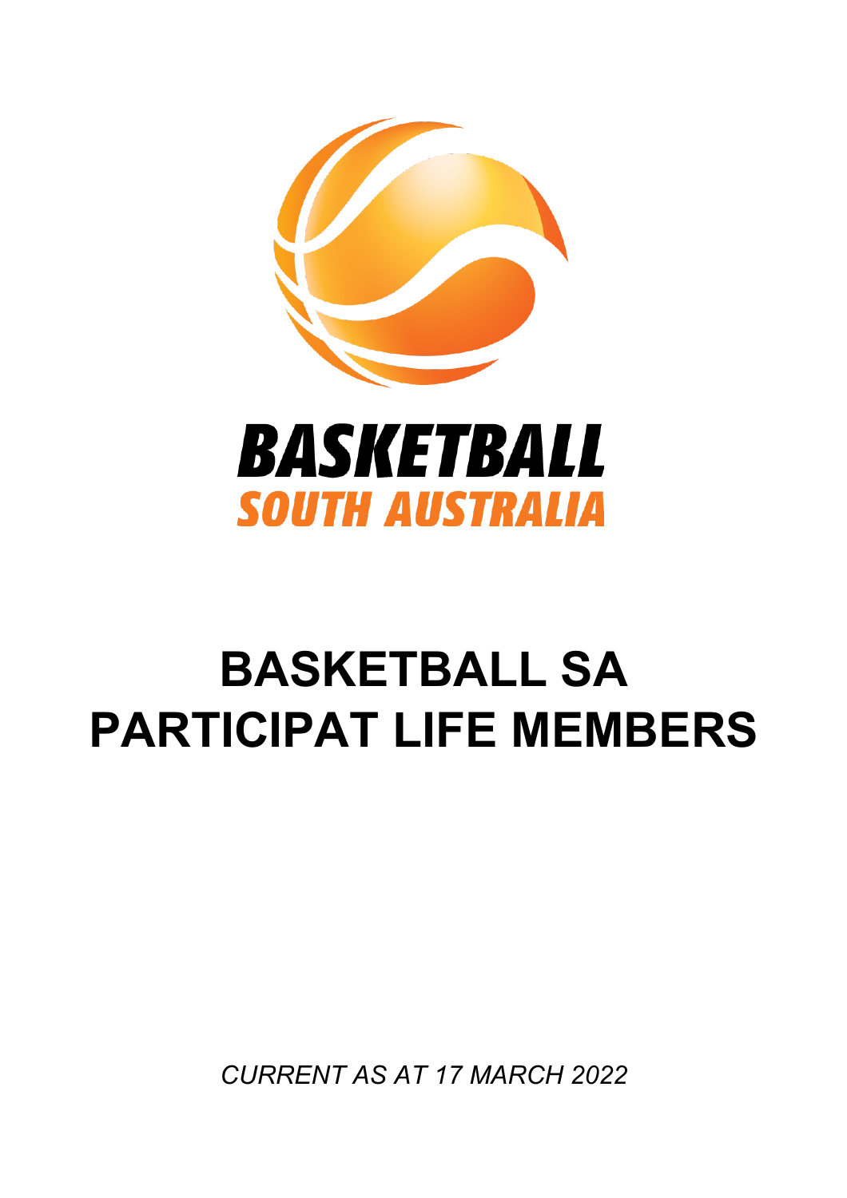BASKETBALL
SOUTH AUSTRALIA

# BASKETBALL SA PARTICIPAT LIFE MEMBERS

*CURRENT AS AT 17 MARCH 2022*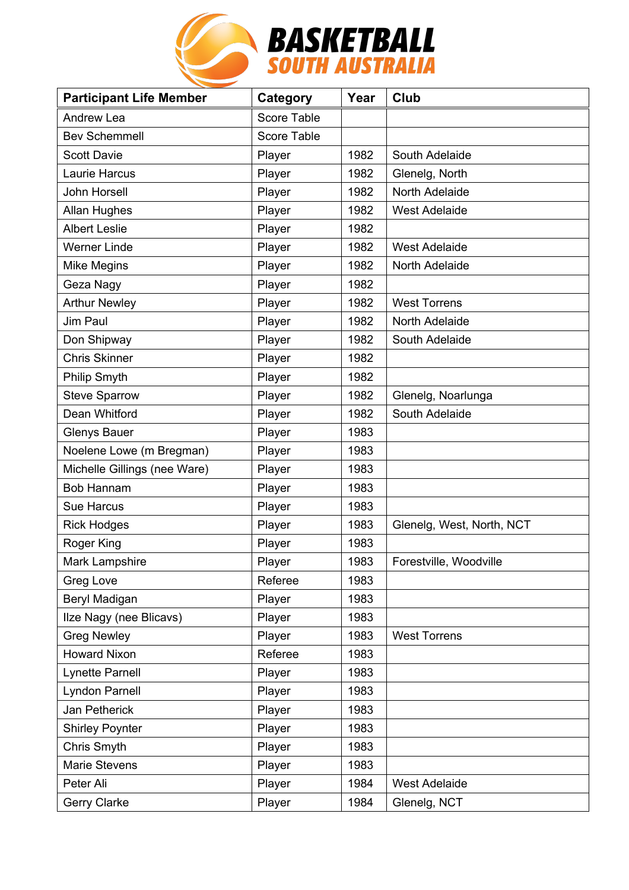| Participant Life Member | Category | Year | Club |
|---|---|---|---|
| Andrew Lea | Score Table | | |
| Bev Schemmell | Score Table | | |
| Scott Davie | Player | 1982 | South Adelaide |
| Laurie Harcus | Player | 1982 | Glenelg, North |
| John Horsell | Player | 1982 | North Adelaide |
| Allan Hughes | Player | 1982 | West Adelaide |
| Albert Leslie | Player | 1982 | |
| Werner Linde | Player | 1982 | West Adelaide |
| Mike Megins | Player | 1982 | North Adelaide |
| Geza Nagy | Player | 1982 | |
| Arthur Newley | Player | 1982 | West Torrens |
| Jim Paul | Player | 1982 | North Adelaide |
| Don Shipway | Player | 1982 | South Adelaide |
| Chris Skinner | Player | 1982 | |
| Philip Smyth | Player | 1982 | |
| Steve Sparrow | Player | 1982 | Glenelg, Noarlunga |
| Dean Whitford | Player | 1982 | South Adelaide |
| Glenys Bauer | Player | 1983 | |
| Noelene Lowe (m Bregman) | Player | 1983 | |
| Michelle Gillings (nee Ware) | Player | 1983 | |
| Bob Hannam | Player | 1983 | |
| Sue Harcus | Player | 1983 | |
| Rick Hodges | Player | 1983 | Glenelg, West, North, NCT |
| Roger King | Player | 1983 | |
| Mark Lampshire | Player | 1983 | Forestville, Woodville |
| Greg Love | Referee | 1983 | |
| Beryl Madigan | Player | 1983 | |
| Ilze Nagy (nee Blicavs) | Player | 1983 | |
| Greg Newley | Player | 1983 | West Torrens |
| Howard Nixon | Referee | 1983 | |
| Lynette Parnell | Player | 1983 | |
| Lyndon Parnell | Player | 1983 | |
| Jan Petherick | Player | 1983 | |
| Shirley Poynter | Player | 1983 | |
| Chris Smyth | Player | 1983 | |
| Marie Stevens | Player | 1983 | |
| Peter Ali | Player | 1984 | West Adelaide |
| Gerry Clarke | Player | 1984 | Glenelg, NCT |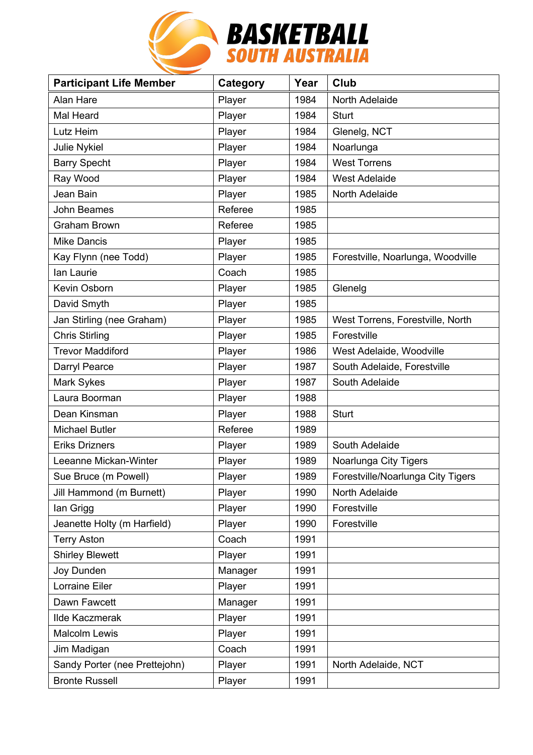| Participant Life Member | Category | Year | Club |
|---|---|---|---|
| Alan Hare | Player | 1984 | North Adelaide |
| Mal Heard | Player | 1984 | Sturt |
| Lutz Heim | Player | 1984 | Glenelg, NCT |
| Julie Nykiel | Player | 1984 | Noarlunga |
| Barry Specht | Player | 1984 | West Torrens |
| Ray Wood | Player | 1984 | West Adelaide |
| Jean Bain | Player | 1985 | North Adelaide |
| John Beames | Referee | 1985 | |
| Graham Brown | Referee | 1985 | |
| Mike Dancis | Player | 1985 | |
| Kay Flynn (nee Todd) | Player | 1985 | Forestville, Noarlunga, Woodville |
| Ian Laurie | Coach | 1985 | |
| Kevin Osborn | Player | 1985 | Glenelg |
| David Smyth | Player | 1985 | |
| Jan Stirling (nee Graham) | Player | 1985 | West Torrens, Forestville, North |
| Chris Stirling | Player | 1985 | Forestville |
| Trevor Maddiford | Player | 1986 | West Adelaide, Woodville |
| Darryl Pearce | Player | 1987 | South Adelaide, Forestville |
| Mark Sykes | Player | 1987 | South Adelaide |
| Laura Boorman | Player | 1988 | |
| Dean Kinsman | Player | 1988 | Sturt |
| Michael Butler | Referee | 1989 | |
| Eriks Drizners | Player | 1989 | South Adelaide |
| Leeanne Mickan-Winter | Player | 1989 | Noarlunga City Tigers |
| Sue Bruce (m Powell) | Player | 1989 | Forestville/Noarlunga City Tigers |
| Jill Hammond (m Burnett) | Player | 1990 | North Adelaide |
| Ian Grigg | Player | 1990 | Forestville |
| Jeanette Holty (m Harfield) | Player | 1990 | Forestville |
| Terry Aston | Coach | 1991 | |
| Shirley Blewett | Player | 1991 | |
| Joy Dunden | Manager | 1991 | |
| Lorraine Eiler | Player | 1991 | |
| Dawn Fawcett | Manager | 1991 | |
| Ilde Kaczmerak | Player | 1991 | |
| Malcolm Lewis | Player | 1991 | |
| Jim Madigan | Coach | 1991 | |
| Sandy Porter (nee Prettejohn) | Player | 1991 | North Adelaide, NCT |
| Bronte Russell | Player | 1991 | |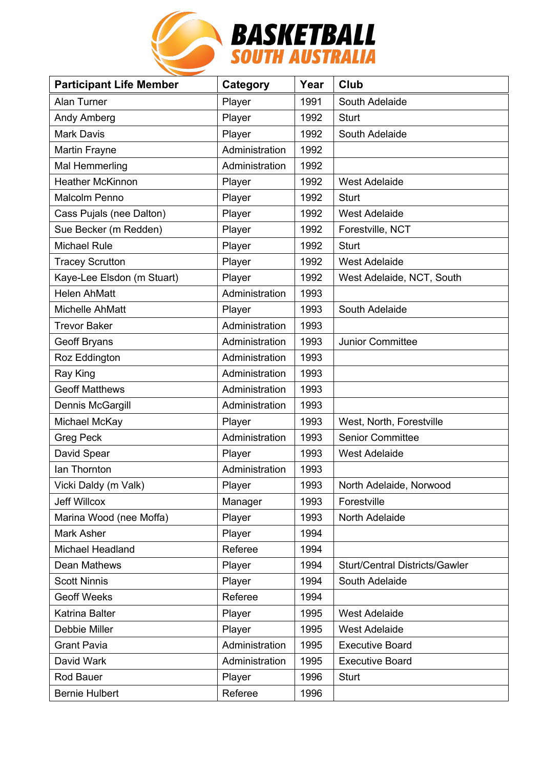| Participant Life Member | Category | Year | Club |
|---|---|---|---|
| Alan Turner | Player | 1991 | South Adelaide |
| Andy Amberg | Player | 1992 | Sturt |
| Mark Davis | Player | 1992 | South Adelaide |
| Martin Frayne | Administration | 1992 | |
| Mal Hemmerling | Administration | 1992 | |
| Heather McKinnon | Player | 1992 | West Adelaide |
| Malcolm Penno | Player | 1992 | Sturt |
| Cass Pujals (nee Dalton) | Player | 1992 | West Adelaide |
| Sue Becker (m Redden) | Player | 1992 | Forestville, NCT |
| Michael Rule | Player | 1992 | Sturt |
| Tracey Scrutton | Player | 1992 | West Adelaide |
| Kaye-Lee Elsdon (m Stuart) | Player | 1992 | West Adelaide, NCT, South |
| Helen AhMatt | Administration | 1993 | |
| Michelle AhMatt | Player | 1993 | South Adelaide |
| Trevor Baker | Administration | 1993 | |
| Geoff Bryans | Administration | 1993 | Junior Committee |
| Roz Eddington | Administration | 1993 | |
| Ray King | Administration | 1993 | |
| Geoff Matthews | Administration | 1993 | |
| Dennis McGargill | Administration | 1993 | |
| Michael McKay | Player | 1993 | West, North, Forestville |
| Greg Peck | Administration | 1993 | Senior Committee |
| David Spear | Player | 1993 | West Adelaide |
| Ian Thornton | Administration | 1993 | |
| Vicki Daldy (m Valk) | Player | 1993 | North Adelaide, Norwood |
| Jeff Willcox | Manager | 1993 | Forestville |
| Marina Wood (nee Moffa) | Player | 1993 | North Adelaide |
| Mark Asher | Player | 1994 | |
| Michael Headland | Referee | 1994 | |
| Dean Mathews | Player | 1994 | Sturt/Central Districts/Gawler |
| Scott Ninnis | Player | 1994 | South Adelaide |
| Geoff Weeks | Referee | 1994 | |
| Katrina Balter | Player | 1995 | West Adelaide |
| Debbie Miller | Player | 1995 | West Adelaide |
| Grant Pavia | Administration | 1995 | Executive Board |
| David Wark | Administration | 1995 | Executive Board |
| Rod Bauer | Player | 1996 | Sturt |
| Bernie Hulbert | Referee | 1996 | |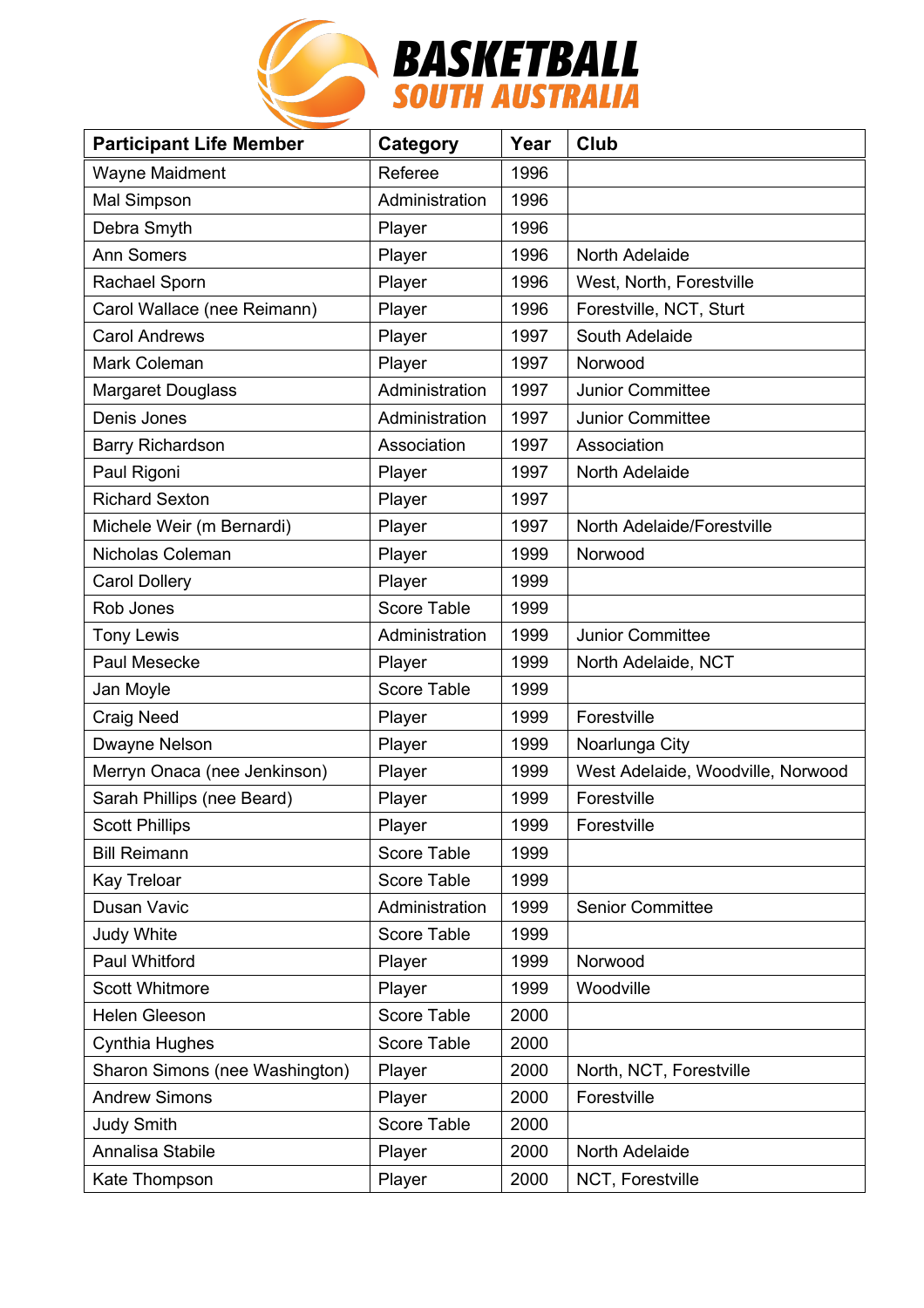| Participant Life Member | Category | Year | Club |
|---|---|---|---|
| Wayne Maidment | Referee | 1996 | |
| Mal Simpson | Administration | 1996 | |
| Debra Smyth | Player | 1996 | |
| Ann Somers | Player | 1996 | North Adelaide |
| Rachael Sporn | Player | 1996 | West, North, Forestville |
| Carol Wallace (nee Reimann) | Player | 1996 | Forestville, NCT, Sturt |
| Carol Andrews | Player | 1997 | South Adelaide |
| Mark Coleman | Player | 1997 | Norwood |
| Margaret Douglass | Administration | 1997 | Junior Committee |
| Denis Jones | Administration | 1997 | Junior Committee |
| Barry Richardson | Association | 1997 | Association |
| Paul Rigoni | Player | 1997 | North Adelaide |
| Richard Sexton | Player | 1997 | |
| Michele Weir (m Bernardi) | Player | 1997 | North Adelaide/Forestville |
| Nicholas Coleman | Player | 1999 | Norwood |
| Carol Dollery | Player | 1999 | |
| Rob Jones | Score Table | 1999 | |
| Tony Lewis | Administration | 1999 | Junior Committee |
| Paul Mesecke | Player | 1999 | North Adelaide, NCT |
| Jan Moyle | Score Table | 1999 | |
| Craig Need | Player | 1999 | Forestville |
| Dwayne Nelson | Player | 1999 | Noarlunga City |
| Merryn Onaca (nee Jenkinson) | Player | 1999 | West Adelaide, Woodville, Norwood |
| Sarah Phillips (nee Beard) | Player | 1999 | Forestville |
| Scott Phillips | Player | 1999 | Forestville |
| Bill Reimann | Score Table | 1999 | |
| Kay Treloar | Score Table | 1999 | |
| Dusan Vavic | Administration | 1999 | Senior Committee |
| Judy White | Score Table | 1999 | |
| Paul Whitford | Player | 1999 | Norwood |
| Scott Whitmore | Player | 1999 | Woodville |
| Helen Gleeson | Score Table | 2000 | |
| Cynthia Hughes | Score Table | 2000 | |
| Sharon Simons (nee Washington) | Player | 2000 | North, NCT, Forestville |
| Andrew Simons | Player | 2000 | Forestville |
| Judy Smith | Score Table | 2000 | |
| Annalisa Stabile | Player | 2000 | North Adelaide |
| Kate Thompson | Player | 2000 | NCT, Forestville |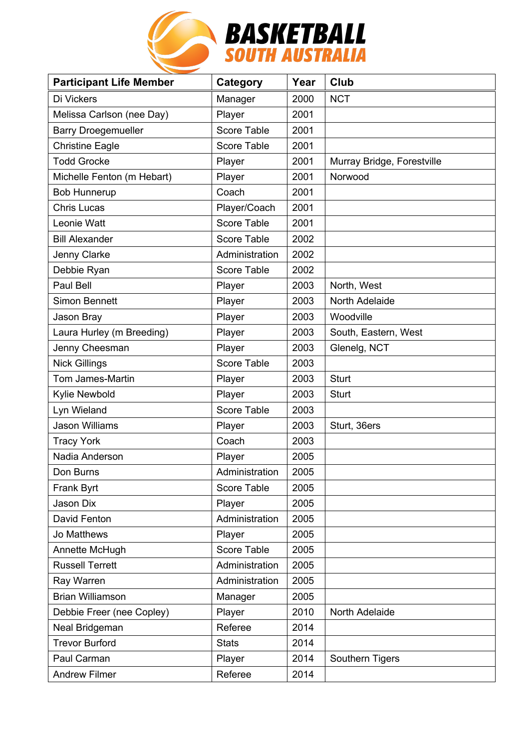| Participant Life Member | Category | Year | Club |
|---|---|---|---|
| Di Vickers | Manager | 2000 | NCT |
| Melissa Carlson (nee Day) | Player | 2001 | |
| Barry Droegemueller | Score Table | 2001 | |
| Christine Eagle | Score Table | 2001 | |
| Todd Grocke | Player | 2001 | Murray Bridge, Forestville |
| Michelle Fenton (m Hebart) | Player | 2001 | Norwood |
| Bob Hunnerup | Coach | 2001 | |
| Chris Lucas | Player/Coach | 2001 | |
| Leonie Watt | Score Table | 2001 | |
| Bill Alexander | Score Table | 2002 | |
| Jenny Clarke | Administration | 2002 | |
| Debbie Ryan | Score Table | 2002 | |
| Paul Bell | Player | 2003 | North, West |
| Simon Bennett | Player | 2003 | North Adelaide |
| Jason Bray | Player | 2003 | Woodville |
| Laura Hurley (m Breeding) | Player | 2003 | South, Eastern, West |
| Jenny Cheesman | Player | 2003 | Glenelg, NCT |
| Nick Gillings | Score Table | 2003 | |
| Tom James-Martin | Player | 2003 | Sturt |
| Kylie Newbold | Player | 2003 | Sturt |
| Lyn Wieland | Score Table | 2003 | |
| Jason Williams | Player | 2003 | Sturt, 36ers |
| Tracy York | Coach | 2003 | |
| Nadia Anderson | Player | 2005 | |
| Don Burns | Administration | 2005 | |
| Frank Byrt | Score Table | 2005 | |
| Jason Dix | Player | 2005 | |
| David Fenton | Administration | 2005 | |
| Jo Matthews | Player | 2005 | |
| Annette McHugh | Score Table | 2005 | |
| Russell Terrett | Administration | 2005 | |
| Ray Warren | Administration | 2005 | |
| Brian Williamson | Manager | 2005 | |
| Debbie Freer (nee Copley) | Player | 2010 | North Adelaide |
| Neal Bridgeman | Referee | 2014 | |
| Trevor Burford | Stats | 2014 | |
| Paul Carman | Player | 2014 | Southern Tigers |
| Andrew Filmer | Referee | 2014 | |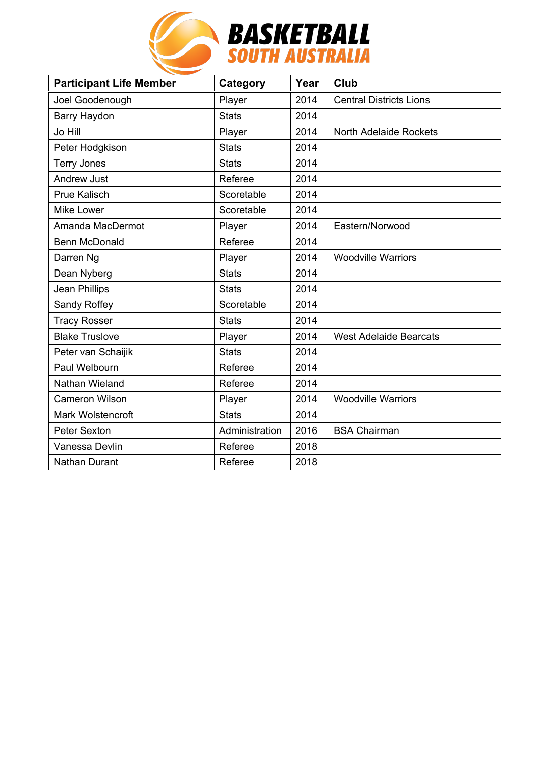| Participant Life Member | Category | Year | Club |
|---|---|---|---|
| Joel Goodenough | Player | 2014 | Central Districts Lions |
| Barry Haydon | Stats | 2014 | |
| Jo Hill | Player | 2014 | North Adelaide Rockets |
| Peter Hodgkison | Stats | 2014 | |
| Terry Jones | Stats | 2014 | |
| Andrew Just | Referee | 2014 | |
| Prue Kalisch | Scoretable | 2014 | |
| Mike Lower | Scoretable | 2014 | |
| Amanda MacDermot | Player | 2014 | Eastern/Norwood |
| Benn McDonald | Referee | 2014 | |
| Darren Ng | Player | 2014 | Woodville Warriors |
| Dean Nyberg | Stats | 2014 | |
| Jean Phillips | Stats | 2014 | |
| Sandy Roffey | Scoretable | 2014 | |
| Tracy Rosser | Stats | 2014 | |
| Blake Truslove | Player | 2014 | West Adelaide Bearcats |
| Peter van Schaijik | Stats | 2014 | |
| Paul Welbourn | Referee | 2014 | |
| Nathan Wieland | Referee | 2014 | |
| Cameron Wilson | Player | 2014 | Woodville Warriors |
| Mark Wolstencroft | Stats | 2014 | |
| Peter Sexton | Administration | 2016 | BSA Chairman |
| Vanessa Devlin | Referee | 2018 | |
| Nathan Durant | Referee | 2018 | |